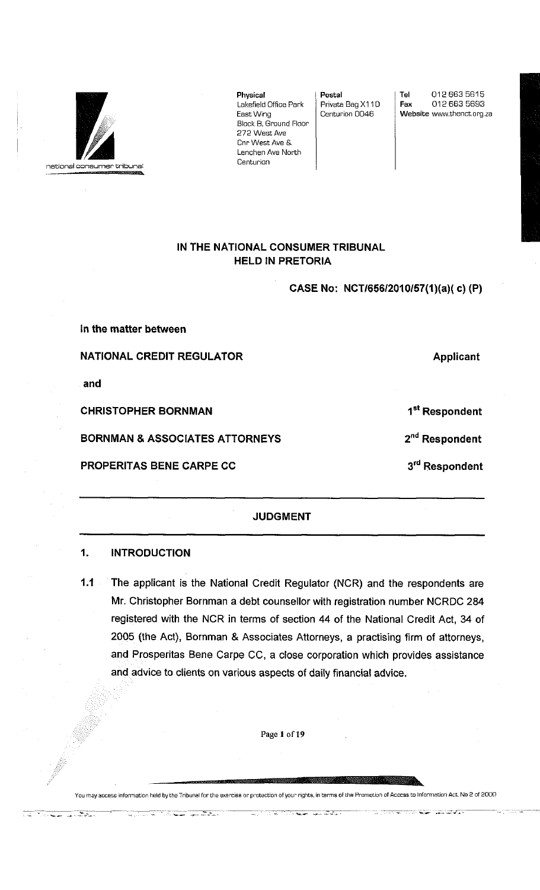national consumer tribunal

**Physical**
Lakefield Office Park
East Wing
Block B, Ground Floor
272 West Ave
Cnr West Ave &
Lenchen Ave North
Centurion

**Postal**
Private Bag X110
Centurion 0046

**Tel** 012 663 5615
**Fax** 012 663 5693
**Website** www.thenct.org.za

**IN THE NATIONAL CONSUMER TRIBUNAL**
**HELD IN PRETORIA**

**CASE No: NCT/656/2010/57(1)(a)( c) (P)**

**In the matter between**

| | |
|---|---|
| **NATIONAL CREDIT REGULATOR** | **Applicant** |
| **and** | |
| **CHRISTOPHER BORNMAN** | **1st Respondent** |
| **BORNMAN & ASSOCIATES ATTORNEYS** | **2nd Respondent** |
| **PROPERITAS BENE CARPE CC** | **3rd Respondent** |

---

**JUDGMENT**

---

## 1. INTRODUCTION

1.1 The applicant is the National Credit Regulator (NCR) and the respondents are Mr. Christopher Bornman a debt counsellor with registration number NCRDC 284 registered with the NCR in terms of section 44 of the National Credit Act, 34 of 2005 (the Act), Bornman & Associates Attorneys, a practising firm of attorneys, and Prosperitas Bene Carpe CC, a close corporation which provides assistance and advice to clients on various aspects of daily financial advice.

You may access information held by the Tribunal for the exercise or protection of your rights, in terms of the Promotion of Access to Information Act, No 2 of 2000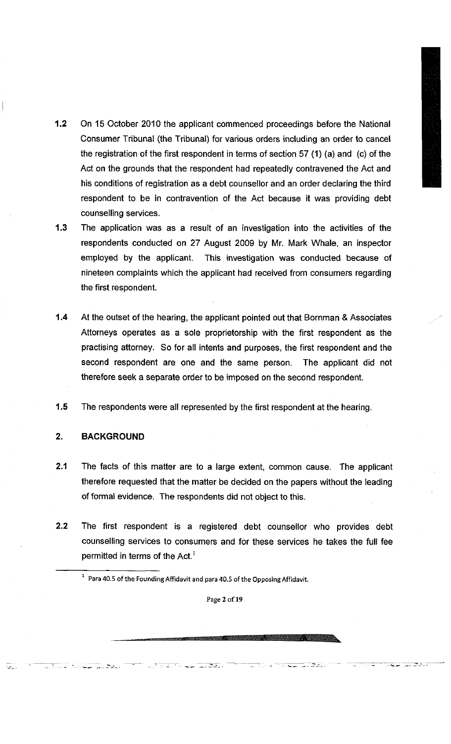**1.2** On 15 October 2010 the applicant commenced proceedings before the National Consumer Tribunal (the Tribunal) for various orders including an order to cancel the registration of the first respondent in terms of section 57 (1) (a) and (c) of the Act on the grounds that the respondent had repeatedly contravened the Act and his conditions of registration as a debt counsellor and an order declaring the third respondent to be in contravention of the Act because it was providing debt counselling services.

**1.3** The application was as a result of an investigation into the activities of the respondents conducted on 27 August 2009 by Mr. Mark Whale, an inspector employed by the applicant. This investigation was conducted because of nineteen complaints which the applicant had received from consumers regarding the first respondent.

**1.4** At the outset of the hearing, the applicant pointed out that Bornman & Associates Attorneys operates as a sole proprietorship with the first respondent as the practising attorney. So for all intents and purposes, the first respondent and the second respondent are one and the same person. The applicant did not therefore seek a separate order to be imposed on the second respondent.

**1.5** The respondents were all represented by the first respondent at the hearing.

## 2. BACKGROUND

**2.1** The facts of this matter are to a large extent, common cause. The applicant therefore requested that the matter be decided on the papers without the leading of formal evidence. The respondents did not object to this.

**2.2** The first respondent is a registered debt counsellor who provides debt counselling services to consumers and for these services he takes the full fee permitted in terms of the Act.[1]

---

[1] Para 40.5 of the Founding Affidavit and para 40.5 of the Opposing Affidavit.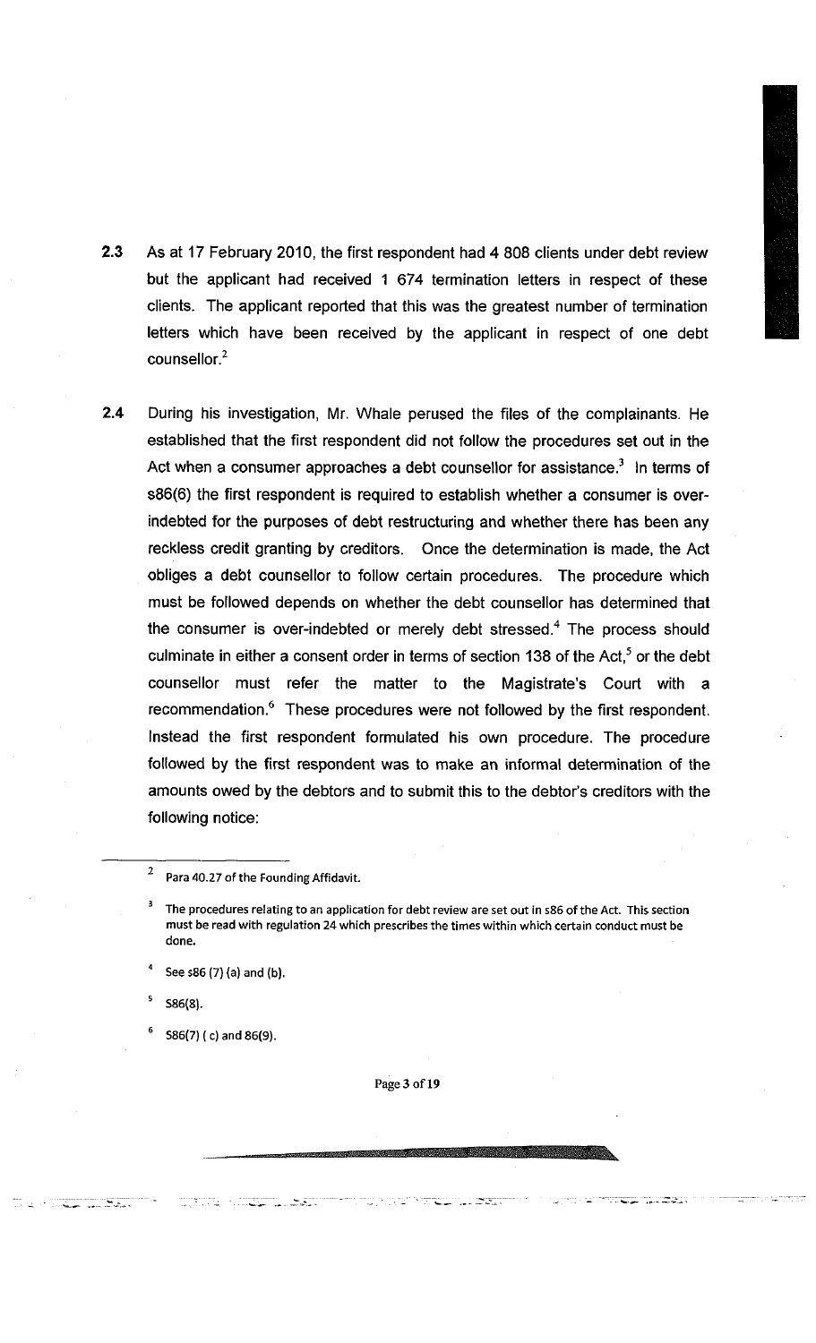2.3 As at 17 February 2010, the first respondent had 4 808 clients under debt review but the applicant had received 1 674 termination letters in respect of these clients. The applicant reported that this was the greatest number of termination letters which have been received by the applicant in respect of one debt counsellor.[2]

2.4 During his investigation, Mr. Whale perused the files of the complainants. He established that the first respondent did not follow the procedures set out in the Act when a consumer approaches a debt counsellor for assistance.[3] In terms of s86(6) the first respondent is required to establish whether a consumer is over-indebted for the purposes of debt restructuring and whether there has been any reckless credit granting by creditors. Once the determination is made, the Act obliges a debt counsellor to follow certain procedures. The procedure which must be followed depends on whether the debt counsellor has determined that the consumer is over-indebted or merely debt stressed.[4] The process should culminate in either a consent order in terms of section 138 of the Act,[5] or the debt counsellor must refer the matter to the Magistrate's Court with a recommendation.[6] These procedures were not followed by the first respondent. Instead the first respondent formulated his own procedure. The procedure followed by the first respondent was to make an informal determination of the amounts owed by the debtors and to submit this to the debtor's creditors with the following notice:

---

[2] Para 40.27 of the Founding Affidavit.

[3] The procedures relating to an application for debt review are set out in s86 of the Act. This section must be read with regulation 24 which prescribes the times within which certain conduct must be done.

[4] See s86 (7) (a) and (b).

[5] S86(8).

[6] S86(7) ( c) and 86(9).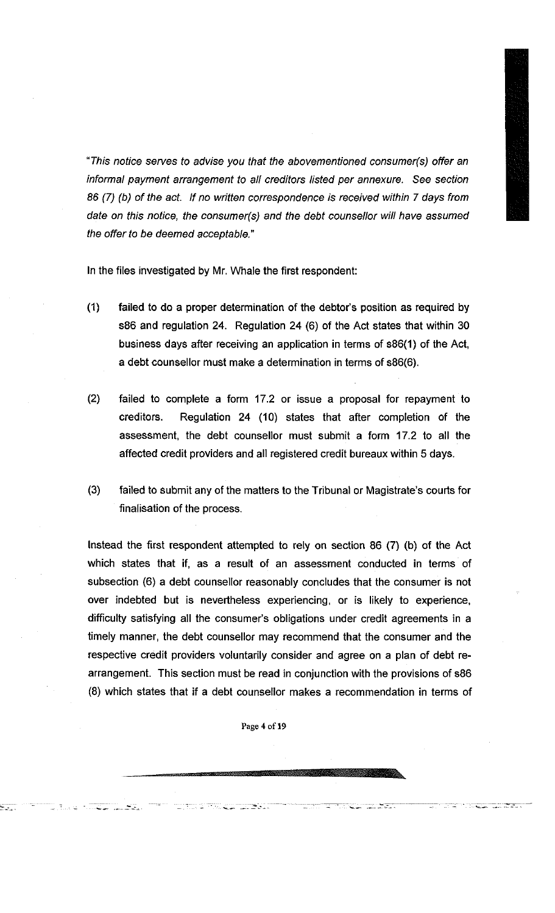*"This notice serves to advise you that the abovementioned consumer(s) offer an informal payment arrangement to all creditors listed per annexure. See section 86 (7) (b) of the act. If no written correspondence is received within 7 days from date on this notice, the consumer(s) and the debt counsellor will have assumed the offer to be deemed acceptable."*

In the files investigated by Mr. Whale the first respondent:

(1) failed to do a proper determination of the debtor's position as required by s86 and regulation 24. Regulation 24 (6) of the Act states that within 30 business days after receiving an application in terms of s86(1) of the Act, a debt counsellor must make a determination in terms of s86(6).

(2) failed to complete a form 17.2 or issue a proposal for repayment to creditors. Regulation 24 (10) states that after completion of the assessment, the debt counsellor must submit a form 17.2 to all the affected credit providers and all registered credit bureaux within 5 days.

(3) failed to submit any of the matters to the Tribunal or Magistrate's courts for finalisation of the process.

Instead the first respondent attempted to rely on section 86 (7) (b) of the Act which states that if, as a result of an assessment conducted in terms of subsection (6) a debt counsellor reasonably concludes that the consumer is not over indebted but is nevertheless experiencing, or is likely to experience, difficulty satisfying all the consumer's obligations under credit agreements in a timely manner, the debt counsellor may recommend that the consumer and the respective credit providers voluntarily consider and agree on a plan of debt re-arrangement. This section must be read in conjunction with the provisions of s86 (8) which states that if a debt counsellor makes a recommendation in terms of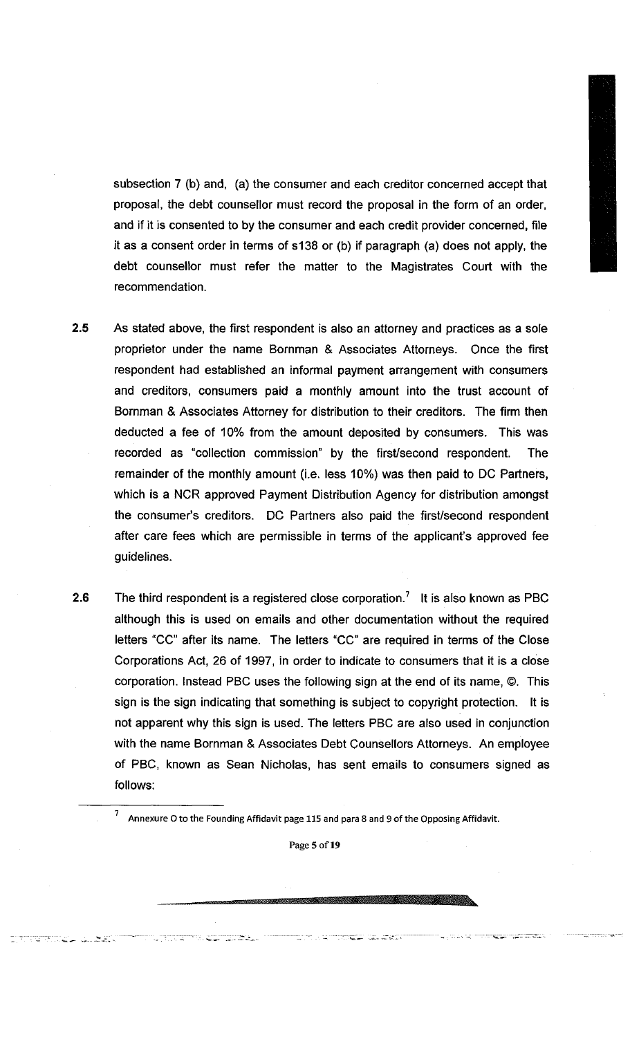subsection 7 (b) and, (a) the consumer and each creditor concerned accept that proposal, the debt counsellor must record the proposal in the form of an order, and if it is consented to by the consumer and each credit provider concerned, file it as a consent order in terms of s138 or (b) if paragraph (a) does not apply, the debt counsellor must refer the matter to the Magistrates Court with the recommendation.

**2.5** As stated above, the first respondent is also an attorney and practices as a sole proprietor under the name Bornman & Associates Attorneys. Once the first respondent had established an informal payment arrangement with consumers and creditors, consumers paid a monthly amount into the trust account of Bornman & Associates Attorney for distribution to their creditors. The firm then deducted a fee of 10% from the amount deposited by consumers. This was recorded as "collection commission" by the first/second respondent. The remainder of the monthly amount (i.e. less 10%) was then paid to DC Partners, which is a NCR approved Payment Distribution Agency for distribution amongst the consumer's creditors. DC Partners also paid the first/second respondent after care fees which are permissible in terms of the applicant's approved fee guidelines.

**2.6** The third respondent is a registered close corporation.[7] It is also known as PBC although this is used on emails and other documentation without the required letters "CC" after its name. The letters "CC" are required in terms of the Close Corporations Act, 26 of 1997, in order to indicate to consumers that it is a close corporation. Instead PBC uses the following sign at the end of its name, ©. This sign is the sign indicating that something is subject to copyright protection. It is not apparent why this sign is used. The letters PBC are also used in conjunction with the name Bornman & Associates Debt Counsellors Attorneys. An employee of PBC, known as Sean Nicholas, has sent emails to consumers signed as follows:

[7] Annexure O to the Founding Affidavit page 115 and para 8 and 9 of the Opposing Affidavit.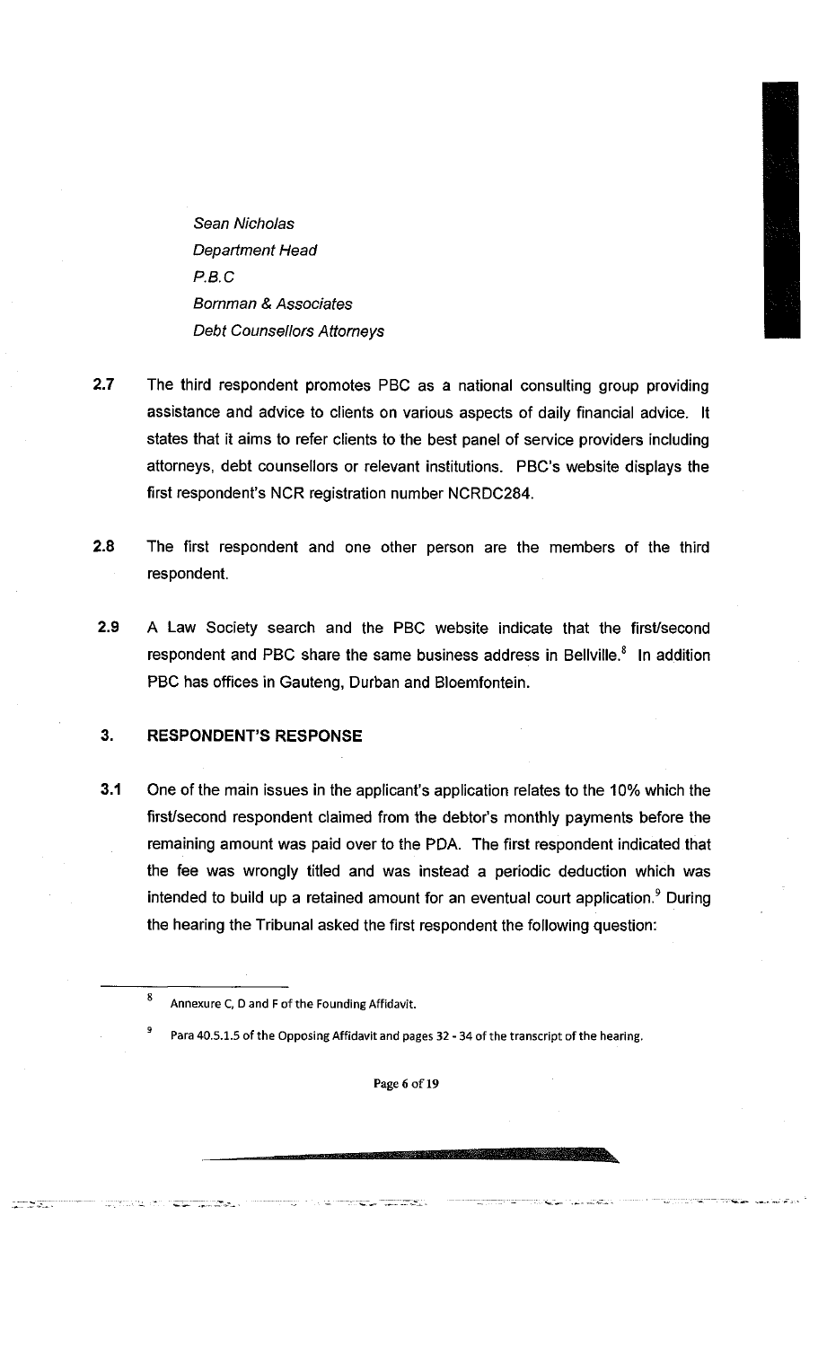*Sean Nicholas*
*Department Head*
*P.B.C*
*Bornman & Associates*
*Debt Counsellors Attorneys*

**2.7** The third respondent promotes PBC as a national consulting group providing assistance and advice to clients on various aspects of daily financial advice. It states that it aims to refer clients to the best panel of service providers including attorneys, debt counsellors or relevant institutions. PBC's website displays the first respondent's NCR registration number NCRDC284.

**2.8** The first respondent and one other person are the members of the third respondent.

**2.9** A Law Society search and the PBC website indicate that the first/second respondent and PBC share the same business address in Bellville.[8] In addition PBC has offices in Gauteng, Durban and Bloemfontein.

## 3. RESPONDENT'S RESPONSE

**3.1** One of the main issues in the applicant's application relates to the 10% which the first/second respondent claimed from the debtor's monthly payments before the remaining amount was paid over to the PDA. The first respondent indicated that the fee was wrongly titled and was instead a periodic deduction which was intended to build up a retained amount for an eventual court application.[9] During the hearing the Tribunal asked the first respondent the following question:

---

[8] Annexure C, D and F of the Founding Affidavit.

[9] Para 40.5.1.5 of the Opposing Affidavit and pages 32 - 34 of the transcript of the hearing.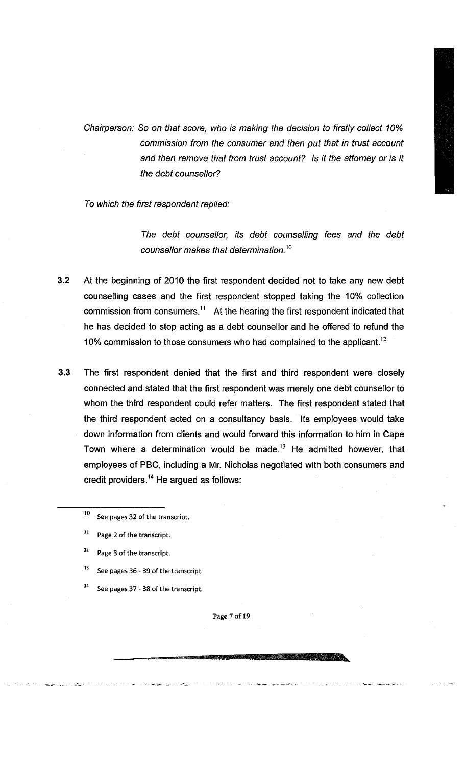*Chairperson: So on that score, who is making the decision to firstly collect 10% commission from the consumer and then put that in trust account and then remove that from trust account? Is it the attorney or is it the debt counsellor?*

*To which the first respondent replied:*

> *The debt counsellor, its debt counselling fees and the debt counsellor makes that determination.*[10]

**3.2** At the beginning of 2010 the first respondent decided not to take any new debt counselling cases and the first respondent stopped taking the 10% collection commission from consumers.[11] At the hearing the first respondent indicated that he has decided to stop acting as a debt counsellor and he offered to refund the 10% commission to those consumers who had complained to the applicant.[12]

**3.3** The first respondent denied that the first and third respondent were closely connected and stated that the first respondent was merely one debt counsellor to whom the third respondent could refer matters. The first respondent stated that the third respondent acted on a consultancy basis. Its employees would take down information from clients and would forward this information to him in Cape Town where a determination would be made.[13] He admitted however, that employees of PBC, including a Mr. Nicholas negotiated with both consumers and credit providers.[14] He argued as follows:

---

[10] See pages 32 of the transcript.

[11] Page 2 of the transcript.

[12] Page 3 of the transcript.

[13] See pages 36 - 39 of the transcript.

[14] See pages 37 - 38 of the transcript.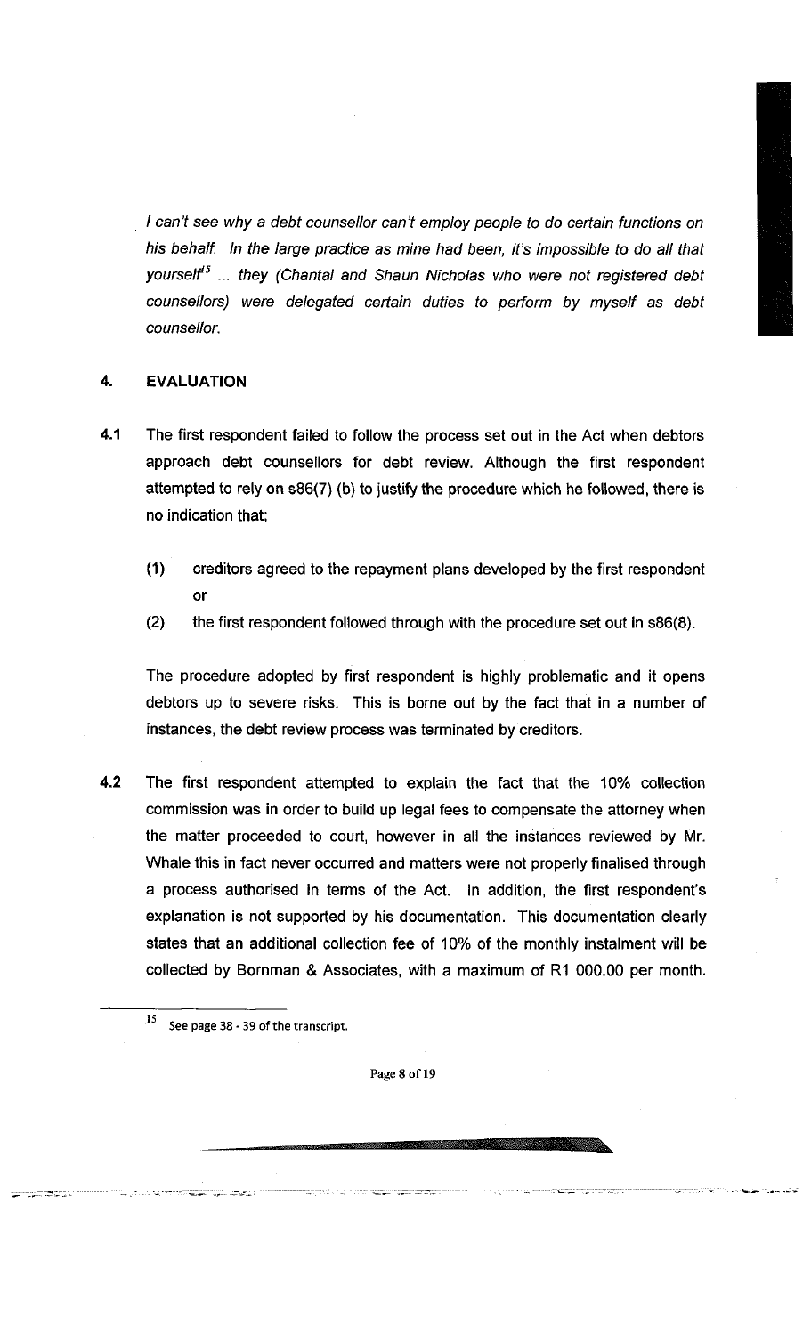*I can't see why a debt counsellor can't employ people to do certain functions on his behalf. In the large practice as mine had been, it's impossible to do all that yourself*[15] *... they (Chantal and Shaun Nicholas who were not registered debt counsellors) were delegated certain duties to perform by myself as debt counsellor.*

## 4. EVALUATION

**4.1** The first respondent failed to follow the process set out in the Act when debtors approach debt counsellors for debt review. Although the first respondent attempted to rely on s86(7) (b) to justify the procedure which he followed, there is no indication that;

(1) creditors agreed to the repayment plans developed by the first respondent or

(2) the first respondent followed through with the procedure set out in s86(8).

The procedure adopted by first respondent is highly problematic and it opens debtors up to severe risks. This is borne out by the fact that in a number of instances, the debt review process was terminated by creditors.

**4.2** The first respondent attempted to explain the fact that the 10% collection commission was in order to build up legal fees to compensate the attorney when the matter proceeded to court, however in all the instances reviewed by Mr. Whale this in fact never occurred and matters were not properly finalised through a process authorised in terms of the Act. In addition, the first respondent's explanation is not supported by his documentation. This documentation clearly states that an additional collection fee of 10% of the monthly instalment will be collected by Bornman & Associates, with a maximum of R1 000.00 per month.

---

[15] See page 38 - 39 of the transcript.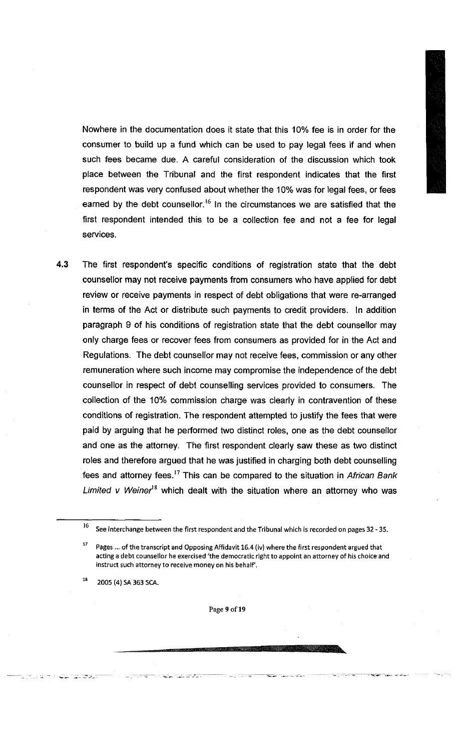Nowhere in the documentation does it state that this 10% fee is in order for the consumer to build up a fund which can be used to pay legal fees if and when such fees became due. A careful consideration of the discussion which took place between the Tribunal and the first respondent indicates that the first respondent was very confused about whether the 10% was for legal fees, or fees earned by the debt counsellor.[16] In the circumstances we are satisfied that the first respondent intended this to be a collection fee and not a fee for legal services.

4.3 The first respondent's specific conditions of registration state that the debt counsellor may not receive payments from consumers who have applied for debt review or receive payments in respect of debt obligations that were re-arranged in terms of the Act or distribute such payments to credit providers. In addition paragraph 9 of his conditions of registration state that the debt counsellor may only charge fees or recover fees from consumers as provided for in the Act and Regulations. The debt counsellor may not receive fees, commission or any other remuneration where such income may compromise the independence of the debt counsellor in respect of debt counselling services provided to consumers. The collection of the 10% commission charge was clearly in contravention of these conditions of registration. The respondent attempted to justify the fees that were paid by arguing that he performed two distinct roles, one as the debt counsellor and one as the attorney. The first respondent clearly saw these as two distinct roles and therefore argued that he was justified in charging both debt counselling fees and attorney fees.[17] This can be compared to the situation in *African Bank Limited v Weiner*[18] which dealt with the situation where an attorney who was

---

[16] See interchange between the first respondent and the Tribunal which is recorded on pages 32 - 35.

[17] Pages ... of the transcript and Opposing Affidavit 16.4 (iv) where the first respondent argued that acting a debt counsellor he exercised 'the democratic right to appoint an attorney of his choice and instruct such attorney to receive money on his behalf'.

[18] 2005 (4) SA 363 SCA.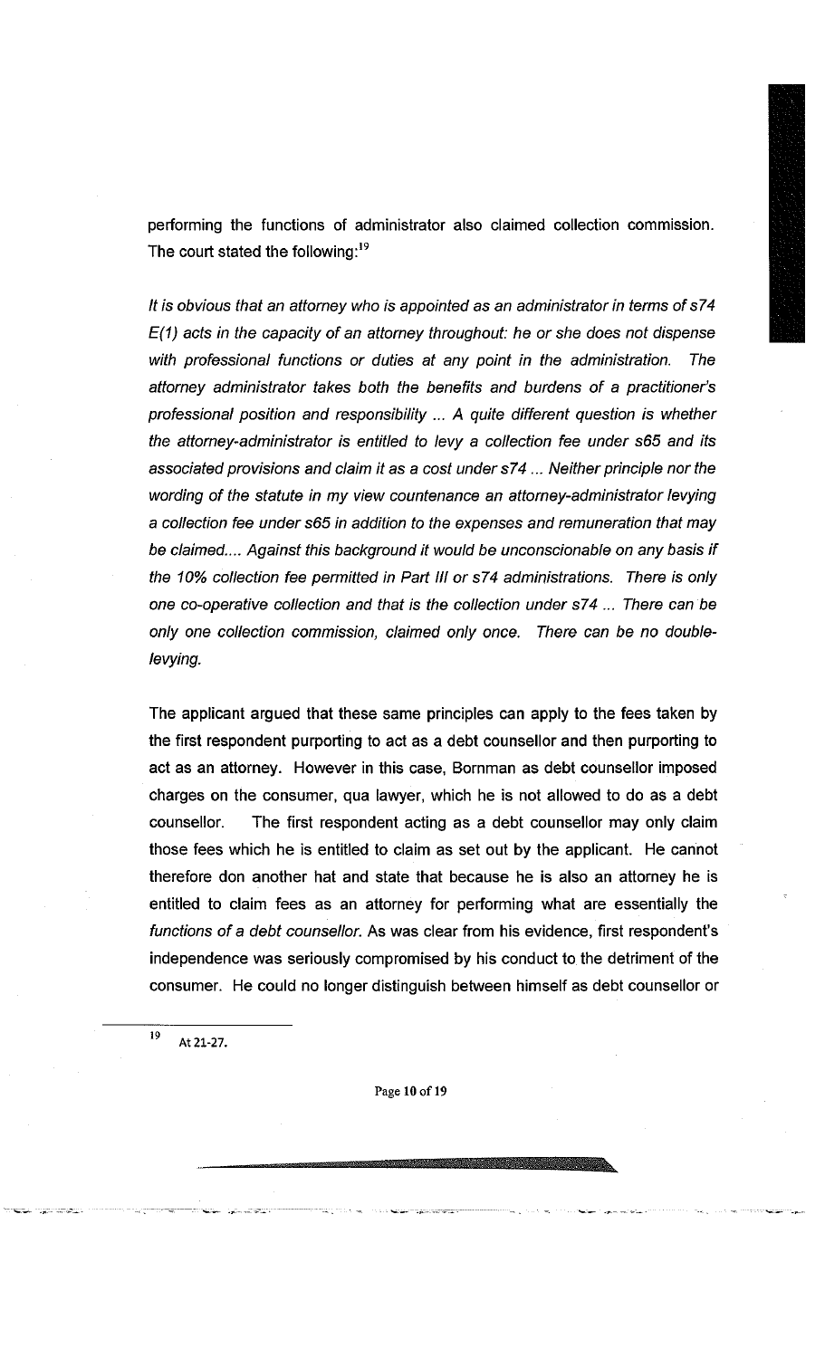performing the functions of administrator also claimed collection commission. The court stated the following:[19]

*It is obvious that an attorney who is appointed as an administrator in terms of s74 E(1) acts in the capacity of an attorney throughout: he or she does not dispense with professional functions or duties at any point in the administration. The attorney administrator takes both the benefits and burdens of a practitioner's professional position and responsibility ... A quite different question is whether the attorney-administrator is entitled to levy a collection fee under s65 and its associated provisions and claim it as a cost under s74 ... Neither principle nor the wording of the statute in my view countenance an attorney-administrator levying a collection fee under s65 in addition to the expenses and remuneration that may be claimed.... Against this background it would be unconscionable on any basis if the 10% collection fee permitted in Part III or s74 administrations. There is only one co-operative collection and that is the collection under s74 ... There can be only one collection commission, claimed only once. There can be no double-levying.*

The applicant argued that these same principles can apply to the fees taken by the first respondent purporting to act as a debt counsellor and then purporting to act as an attorney. However in this case, Bornman as debt counsellor imposed charges on the consumer, qua lawyer, which he is not allowed to do as a debt counsellor. The first respondent acting as a debt counsellor may only claim those fees which he is entitled to claim as set out by the applicant. He cannot therefore don another hat and state that because he is also an attorney he is entitled to claim fees as an attorney for performing what are essentially the *functions of a debt counsellor.* As was clear from his evidence, first respondent's independence was seriously compromised by his conduct to the detriment of the consumer. He could no longer distinguish between himself as debt counsellor or

[19] At 21-27.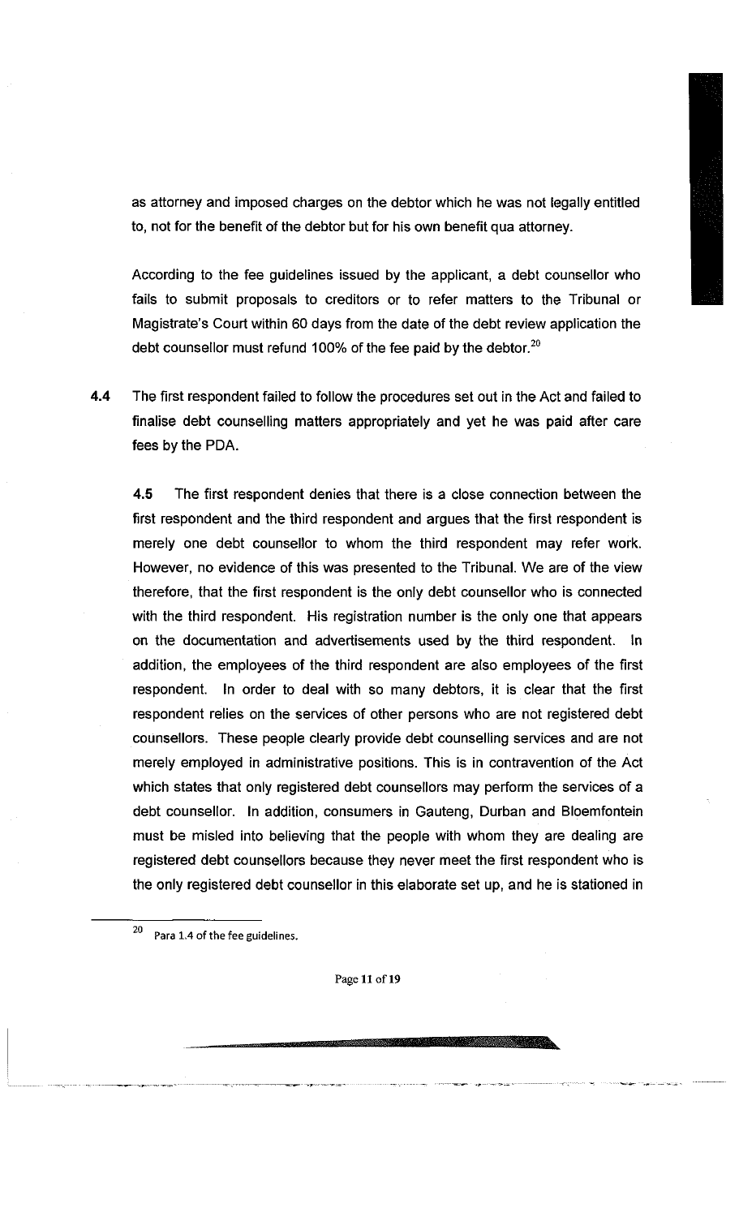as attorney and imposed charges on the debtor which he was not legally entitled to, not for the benefit of the debtor but for his own benefit qua attorney.

According to the fee guidelines issued by the applicant, a debt counsellor who fails to submit proposals to creditors or to refer matters to the Tribunal or Magistrate's Court within 60 days from the date of the debt review application the debt counsellor must refund 100% of the fee paid by the debtor.[20]

**4.4** The first respondent failed to follow the procedures set out in the Act and failed to finalise debt counselling matters appropriately and yet he was paid after care fees by the PDA.

**4.5** The first respondent denies that there is a close connection between the first respondent and the third respondent and argues that the first respondent is merely one debt counsellor to whom the third respondent may refer work. However, no evidence of this was presented to the Tribunal. We are of the view therefore, that the first respondent is the only debt counsellor who is connected with the third respondent. His registration number is the only one that appears on the documentation and advertisements used by the third respondent. In addition, the employees of the third respondent are also employees of the first respondent. In order to deal with so many debtors, it is clear that the first respondent relies on the services of other persons who are not registered debt counsellors. These people clearly provide debt counselling services and are not merely employed in administrative positions. This is in contravention of the Act which states that only registered debt counsellors may perform the services of a debt counsellor. In addition, consumers in Gauteng, Durban and Bloemfontein must be misled into believing that the people with whom they are dealing are registered debt counsellors because they never meet the first respondent who is the only registered debt counsellor in this elaborate set up, and he is stationed in

---

[20] Para 1.4 of the fee guidelines.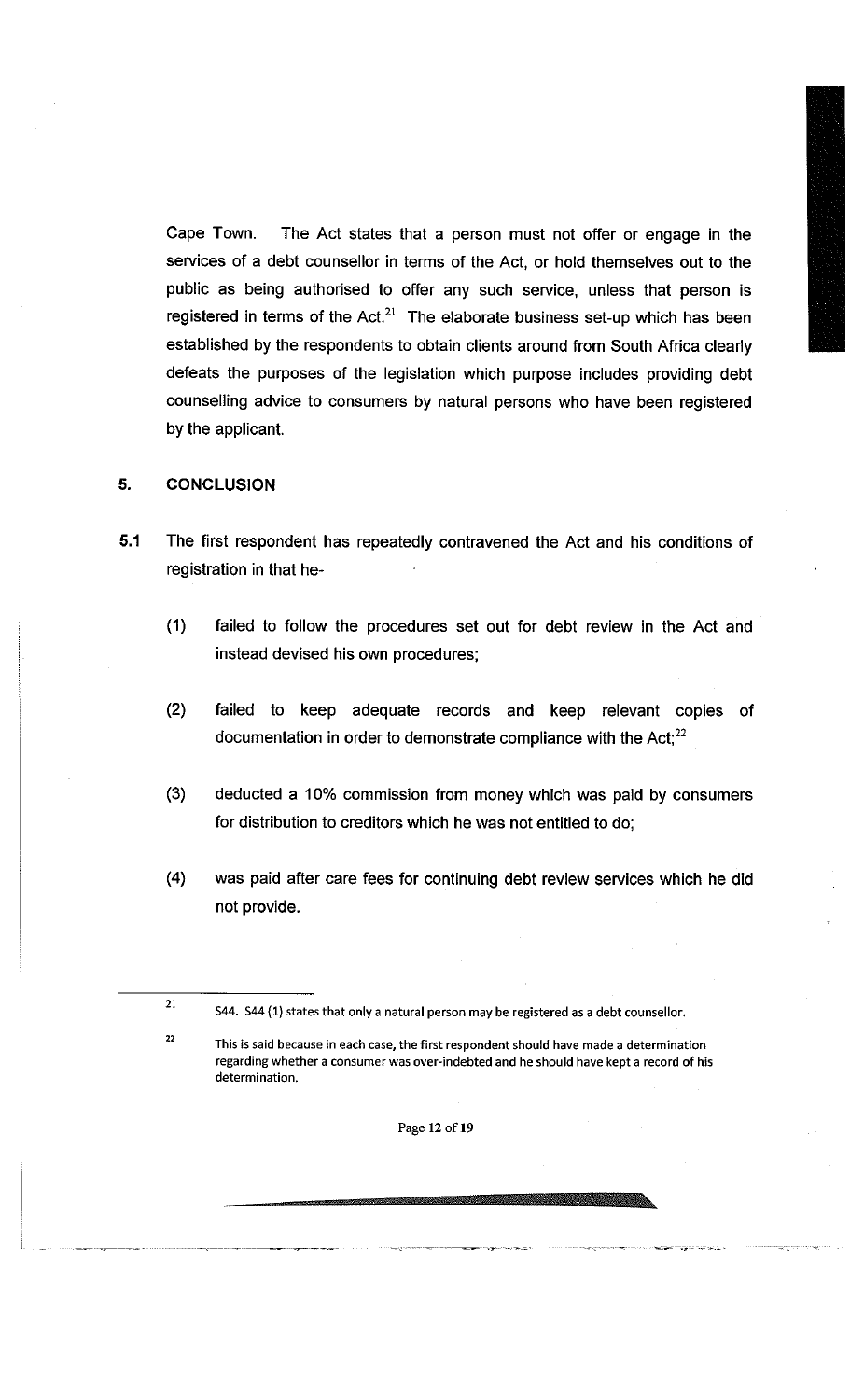Cape Town. The Act states that a person must not offer or engage in the services of a debt counsellor in terms of the Act, or hold themselves out to the public as being authorised to offer any such service, unless that person is registered in terms of the Act.[21] The elaborate business set-up which has been established by the respondents to obtain clients around from South Africa clearly defeats the purposes of the legislation which purpose includes providing debt counselling advice to consumers by natural persons who have been registered by the applicant.

## 5. CONCLUSION

**5.1** The first respondent has repeatedly contravened the Act and his conditions of registration in that he-

(1) failed to follow the procedures set out for debt review in the Act and instead devised his own procedures;

(2) failed to keep adequate records and keep relevant copies of documentation in order to demonstrate compliance with the Act;[22]

(3) deducted a 10% commission from money which was paid by consumers for distribution to creditors which he was not entitled to do;

(4) was paid after care fees for continuing debt review services which he did not provide.

---

[21] S44. S44 (1) states that only a natural person may be registered as a debt counsellor.

[22] This is said because in each case, the first respondent should have made a determination regarding whether a consumer was over-indebted and he should have kept a record of his determination.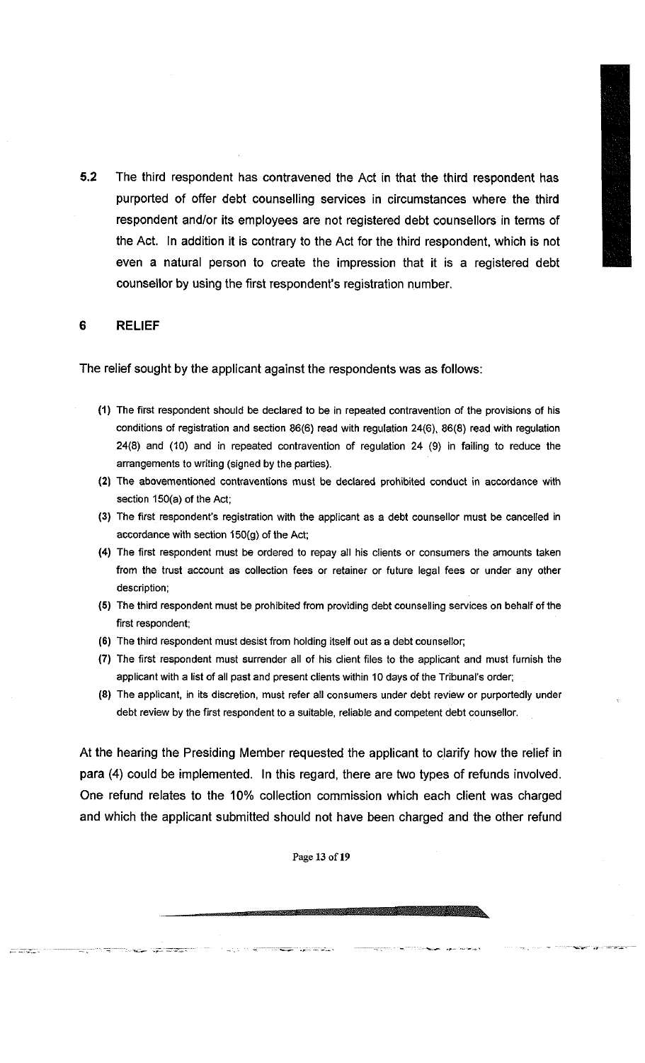**5.2** The third respondent has contravened the Act in that the third respondent has purported of offer debt counselling services in circumstances where the third respondent and/or its employees are not registered debt counsellors in terms of the Act. In addition it is contrary to the Act for the third respondent, which is not even a natural person to create the impression that it is a registered debt counsellor by using the first respondent's registration number.

## 6 RELIEF

The relief sought by the applicant against the respondents was as follows:

(1) The first respondent should be declared to be in repeated contravention of the provisions of his conditions of registration and section 86(6) read with regulation 24(6), 86(8) read with regulation 24(8) and (10) and in repeated contravention of regulation 24 (9) in failing to reduce the arrangements to writing (signed by the parties).

(2) The abovementioned contraventions must be declared prohibited conduct in accordance with section 150(a) of the Act;

(3) The first respondent's registration with the applicant as a debt counsellor must be cancelled in accordance with section 150(g) of the Act;

(4) The first respondent must be ordered to repay all his clients or consumers the amounts taken from the trust account as collection fees or retainer or future legal fees or under any other description;

(5) The third respondent must be prohibited from providing debt counselling services on behalf of the first respondent;

(6) The third respondent must desist from holding itself out as a debt counsellor;

(7) The first respondent must surrender all of his client files to the applicant and must furnish the applicant with a list of all past and present clients within 10 days of the Tribunal's order;

(8) The applicant, in its discretion, must refer all consumers under debt review or purportedly under debt review by the first respondent to a suitable, reliable and competent debt counsellor.

At the hearing the Presiding Member requested the applicant to clarify how the relief in para (4) could be implemented. In this regard, there are two types of refunds involved. One refund relates to the 10% collection commission which each client was charged and which the applicant submitted should not have been charged and the other refund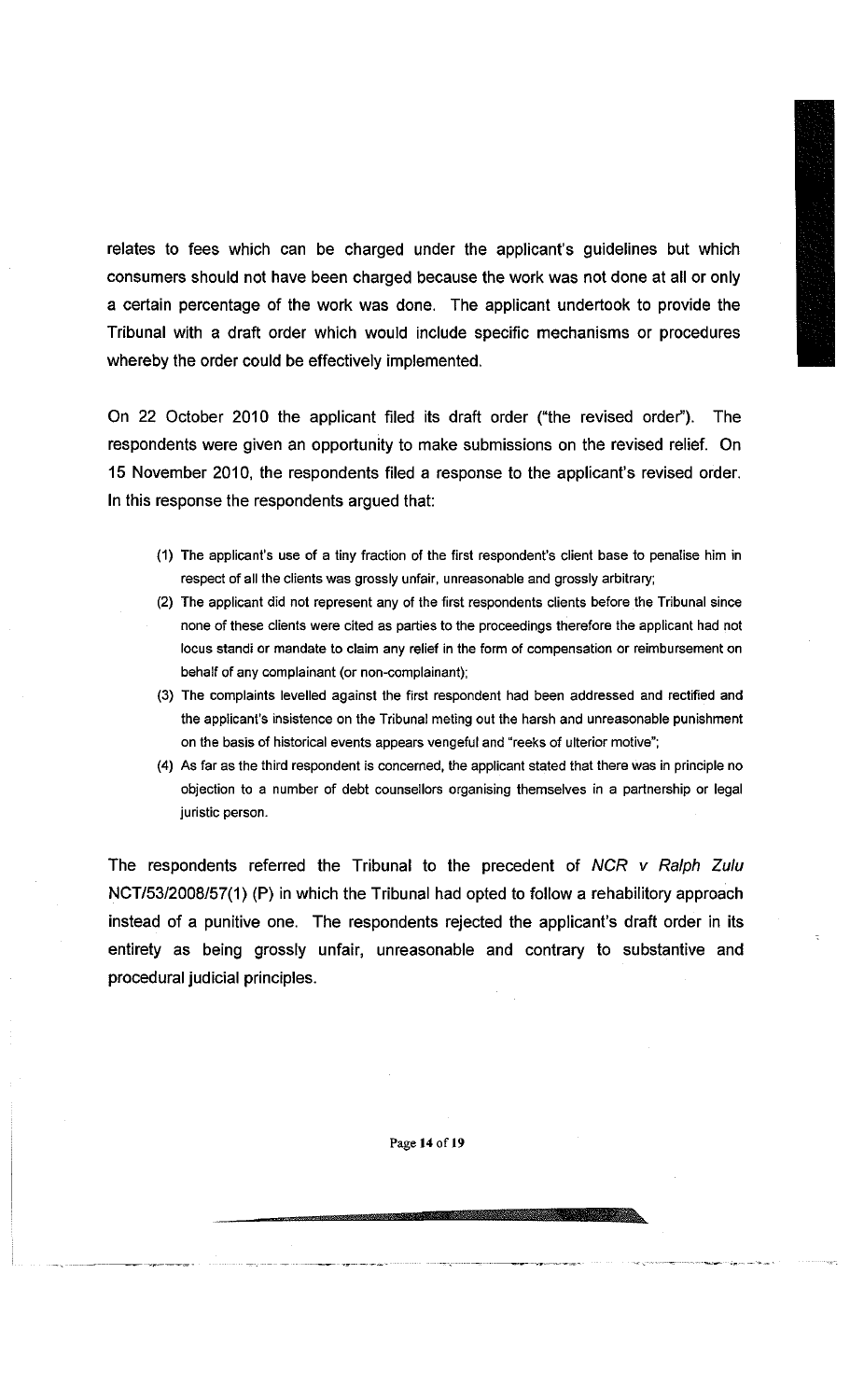relates to fees which can be charged under the applicant's guidelines but which consumers should not have been charged because the work was not done at all or only a certain percentage of the work was done. The applicant undertook to provide the Tribunal with a draft order which would include specific mechanisms or procedures whereby the order could be effectively implemented.

On 22 October 2010 the applicant filed its draft order ("the revised order"). The respondents were given an opportunity to make submissions on the revised relief. On 15 November 2010, the respondents filed a response to the applicant's revised order. In this response the respondents argued that:

(1) The applicant's use of a tiny fraction of the first respondent's client base to penalise him in respect of all the clients was grossly unfair, unreasonable and grossly arbitrary;

(2) The applicant did not represent any of the first respondents clients before the Tribunal since none of these clients were cited as parties to the proceedings therefore the applicant had not locus standi or mandate to claim any relief in the form of compensation or reimbursement on behalf of any complainant (or non-complainant);

(3) The complaints levelled against the first respondent had been addressed and rectified and the applicant's insistence on the Tribunal meting out the harsh and unreasonable punishment on the basis of historical events appears vengeful and "reeks of ulterior motive";

(4) As far as the third respondent is concerned, the applicant stated that there was in principle no objection to a number of debt counsellors organising themselves in a partnership or legal juristic person.

The respondents referred the Tribunal to the precedent of *NCR v Ralph Zulu* NCT/53/2008/57(1) (P) in which the Tribunal had opted to follow a rehabilitory approach instead of a punitive one. The respondents rejected the applicant's draft order in its entirety as being grossly unfair, unreasonable and contrary to substantive and procedural judicial principles.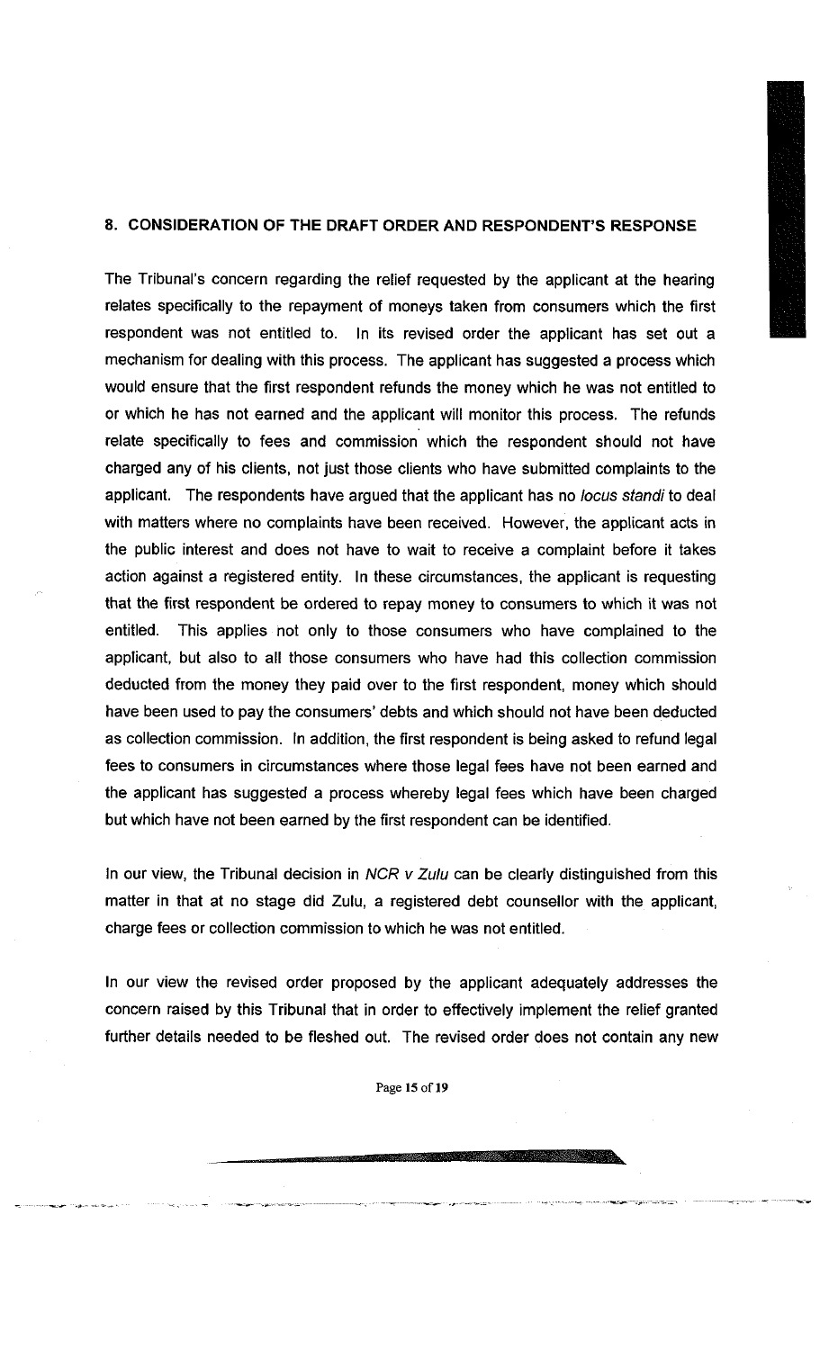## 8. CONSIDERATION OF THE DRAFT ORDER AND RESPONDENT'S RESPONSE

The Tribunal's concern regarding the relief requested by the applicant at the hearing relates specifically to the repayment of moneys taken from consumers which the first respondent was not entitled to. In its revised order the applicant has set out a mechanism for dealing with this process. The applicant has suggested a process which would ensure that the first respondent refunds the money which he was not entitled to or which he has not earned and the applicant will monitor this process. The refunds relate specifically to fees and commission which the respondent should not have charged any of his clients, not just those clients who have submitted complaints to the applicant. The respondents have argued that the applicant has no *locus standi* to deal with matters where no complaints have been received. However, the applicant acts in the public interest and does not have to wait to receive a complaint before it takes action against a registered entity. In these circumstances, the applicant is requesting that the first respondent be ordered to repay money to consumers to which it was not entitled. This applies not only to those consumers who have complained to the applicant, but also to all those consumers who have had this collection commission deducted from the money they paid over to the first respondent, money which should have been used to pay the consumers' debts and which should not have been deducted as collection commission. In addition, the first respondent is being asked to refund legal fees to consumers in circumstances where those legal fees have not been earned and the applicant has suggested a process whereby legal fees which have been charged but which have not been earned by the first respondent can be identified.

In our view, the Tribunal decision in *NCR v Zulu* can be clearly distinguished from this matter in that at no stage did Zulu, a registered debt counsellor with the applicant, charge fees or collection commission to which he was not entitled.

In our view the revised order proposed by the applicant adequately addresses the concern raised by this Tribunal that in order to effectively implement the relief granted further details needed to be fleshed out. The revised order does not contain any new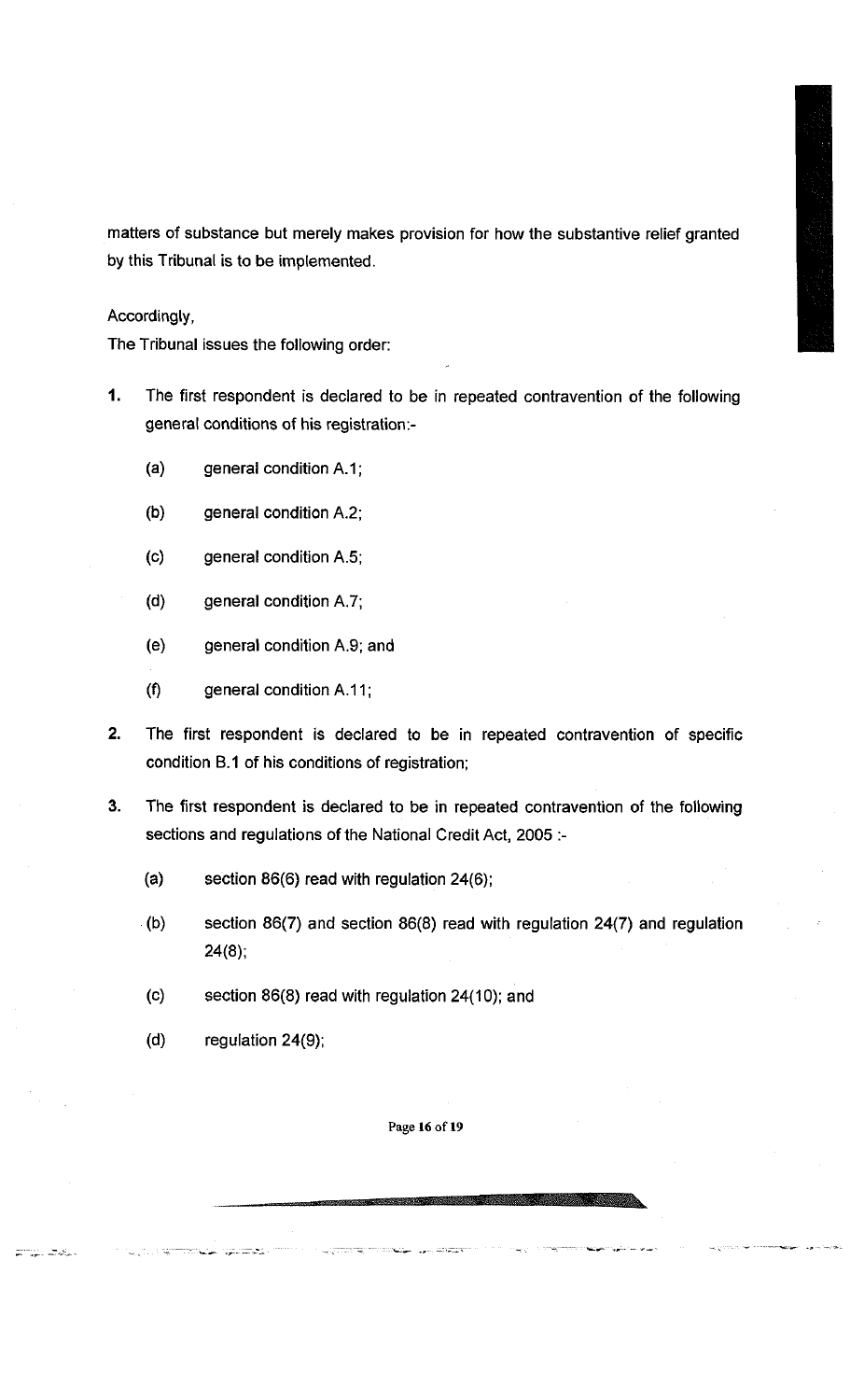matters of substance but merely makes provision for how the substantive relief granted by this Tribunal is to be implemented.

Accordingly,

The Tribunal issues the following order:

1. The first respondent is declared to be in repeated contravention of the following general conditions of his registration:-

   (a) general condition A.1;

   (b) general condition A.2;

   (c) general condition A.5;

   (d) general condition A.7;

   (e) general condition A.9; and

   (f) general condition A.11;

2. The first respondent is declared to be in repeated contravention of specific condition B.1 of his conditions of registration;

3. The first respondent is declared to be in repeated contravention of the following sections and regulations of the National Credit Act, 2005 :-

   (a) section 86(6) read with regulation 24(6);

   (b) section 86(7) and section 86(8) read with regulation 24(7) and regulation 24(8);

   (c) section 86(8) read with regulation 24(10); and

   (d) regulation 24(9);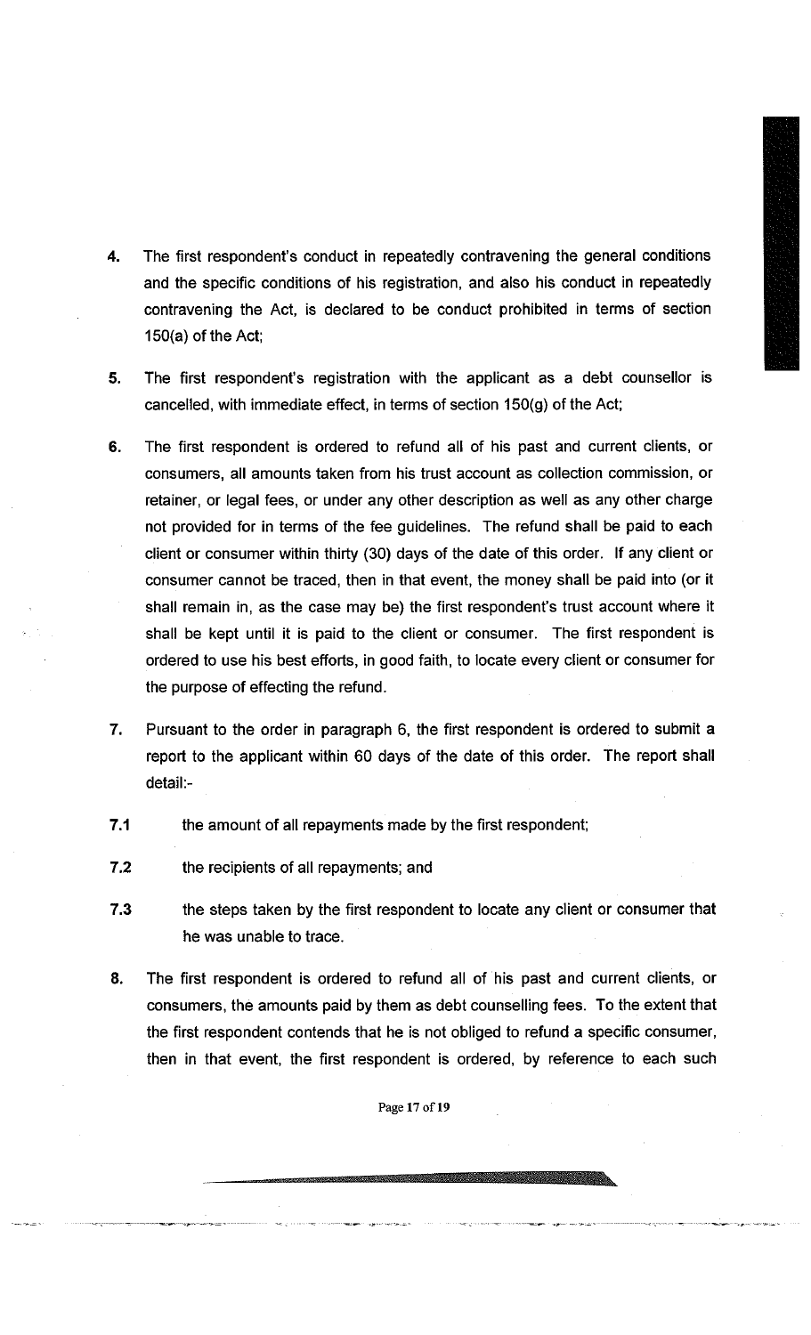4. The first respondent's conduct in repeatedly contravening the general conditions and the specific conditions of his registration, and also his conduct in repeatedly contravening the Act, is declared to be conduct prohibited in terms of section 150(a) of the Act;

5. The first respondent's registration with the applicant as a debt counsellor is cancelled, with immediate effect, in terms of section 150(g) of the Act;

6. The first respondent is ordered to refund all of his past and current clients, or consumers, all amounts taken from his trust account as collection commission, or retainer, or legal fees, or under any other description as well as any other charge not provided for in terms of the fee guidelines. The refund shall be paid to each client or consumer within thirty (30) days of the date of this order. If any client or consumer cannot be traced, then in that event, the money shall be paid into (or it shall remain in, as the case may be) the first respondent's trust account where it shall be kept until it is paid to the client or consumer. The first respondent is ordered to use his best efforts, in good faith, to locate every client or consumer for the purpose of effecting the refund.

7. Pursuant to the order in paragraph 6, the first respondent is ordered to submit a report to the applicant within 60 days of the date of this order. The report shall detail:-

7.1 the amount of all repayments made by the first respondent;

7.2 the recipients of all repayments; and

7.3 the steps taken by the first respondent to locate any client or consumer that he was unable to trace.

8. The first respondent is ordered to refund all of his past and current clients, or consumers, the amounts paid by them as debt counselling fees. To the extent that the first respondent contends that he is not obliged to refund a specific consumer, then in that event, the first respondent is ordered, by reference to each such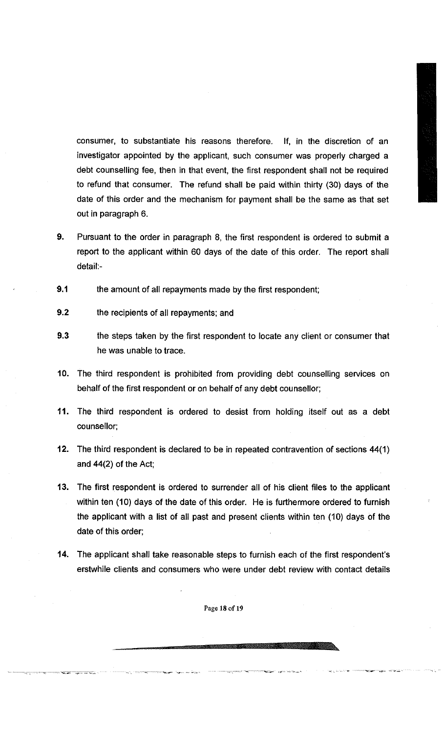consumer, to substantiate his reasons therefore. If, in the discretion of an investigator appointed by the applicant, such consumer was properly charged a debt counselling fee, then in that event, the first respondent shall not be required to refund that consumer. The refund shall be paid within thirty (30) days of the date of this order and the mechanism for payment shall be the same as that set out in paragraph 6.

**9.** Pursuant to the order in paragraph 8, the first respondent is ordered to submit a report to the applicant within 60 days of the date of this order. The report shall detail:-

**9.1** the amount of all repayments made by the first respondent;

**9.2** the recipients of all repayments; and

**9.3** the steps taken by the first respondent to locate any client or consumer that he was unable to trace.

**10.** The third respondent is prohibited from providing debt counselling services on behalf of the first respondent or on behalf of any debt counsellor;

**11.** The third respondent is ordered to desist from holding itself out as a debt counsellor;

**12.** The third respondent is declared to be in repeated contravention of sections 44(1) and 44(2) of the Act;

**13.** The first respondent is ordered to surrender all of his client files to the applicant within ten (10) days of the date of this order. He is furthermore ordered to furnish the applicant with a list of all past and present clients within ten (10) days of the date of this order;

**14.** The applicant shall take reasonable steps to furnish each of the first respondent's erstwhile clients and consumers who were under debt review with contact details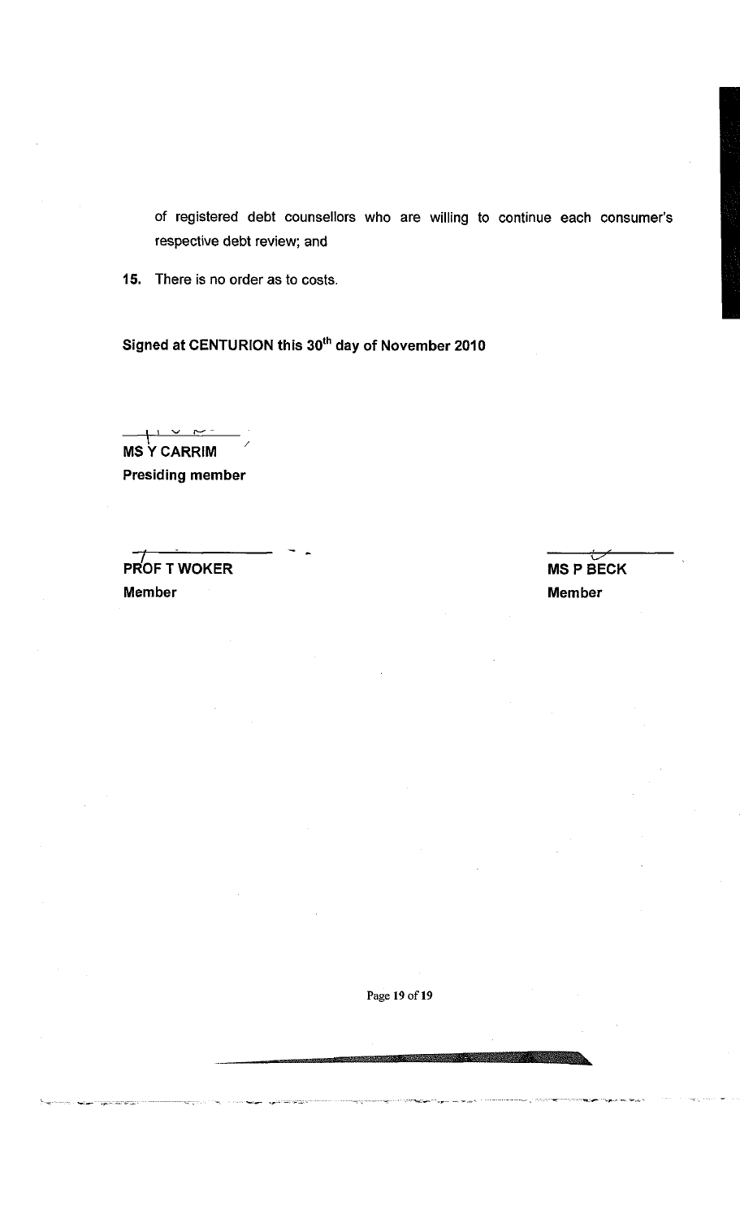of registered debt counsellors who are willing to continue each consumer's respective debt review; and

**15.** There is no order as to costs.

**Signed at CENTURION this 30th day of November 2010**

**MS Y CARRIM**
**Presiding member**

**PROF T WOKER**
**Member**

**MS P BECK**
**Member**